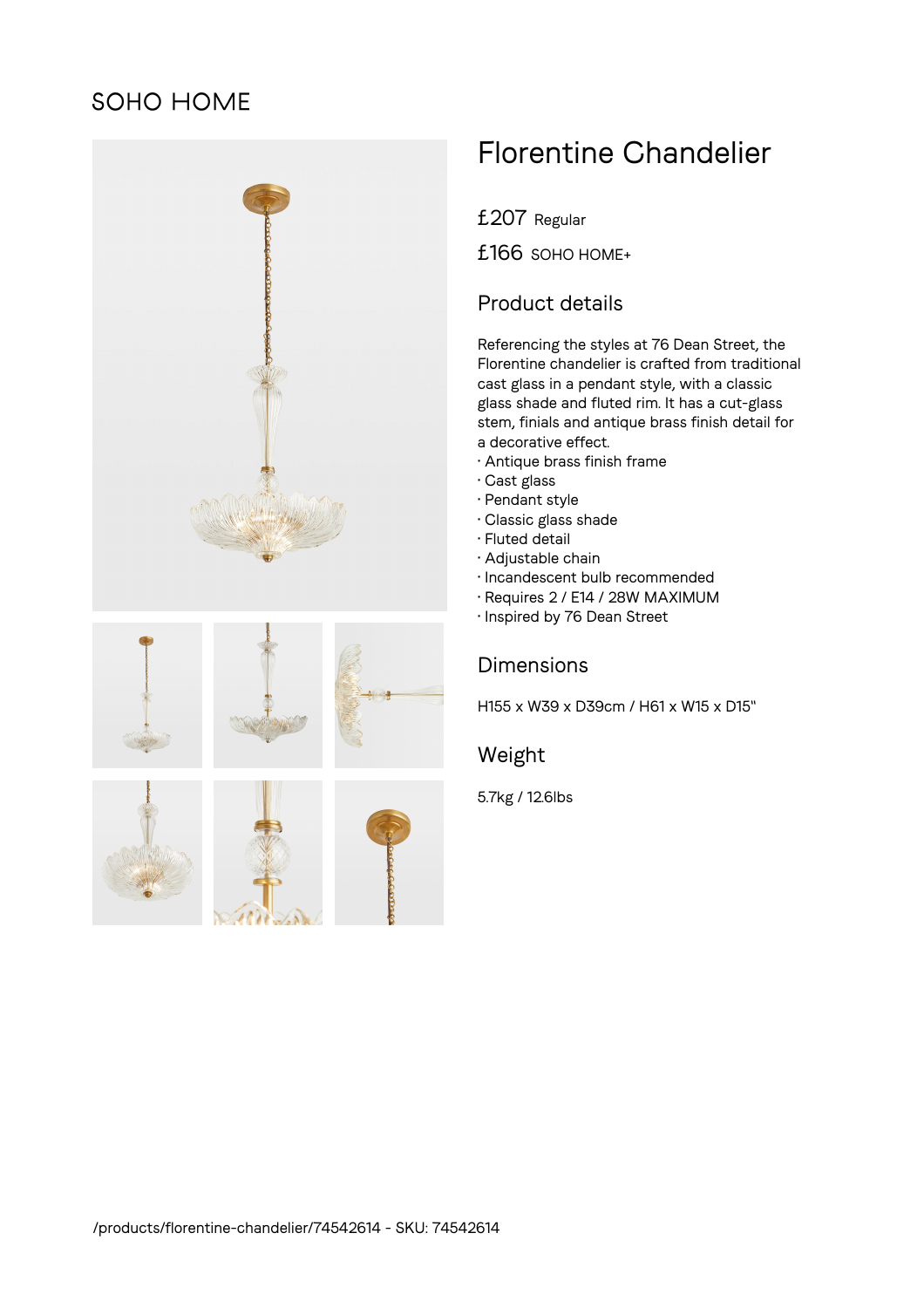SOHO HOME

# Florentine Chandelier

£207 Regular

£166 SOHO HOME+

## Product details

Referencing the styles at 76 Dean Street, the Florentine chandelier is crafted from traditional cast glass in a pendant style, with a classic glass shade and fluted rim. It has a cut-glass stem, finials and antique brass finish detail for a decorative effect.

- Antique brass finish frame
- Cast glass
- Pendant style
- Classic glass shade
- Fluted detail
- Adjustable chain
- Incandescent bulb recommended
- Requires 2 / E14 / 28W MAXIMUM
- Inspired by 76 Dean Street

## Dimensions

H155 x W39 x D39cm / H61 x W15 x D15"

## Weight

5.7kg / 12.6lbs

/products/florentine-chandelier/74542614 - SKU: 74542614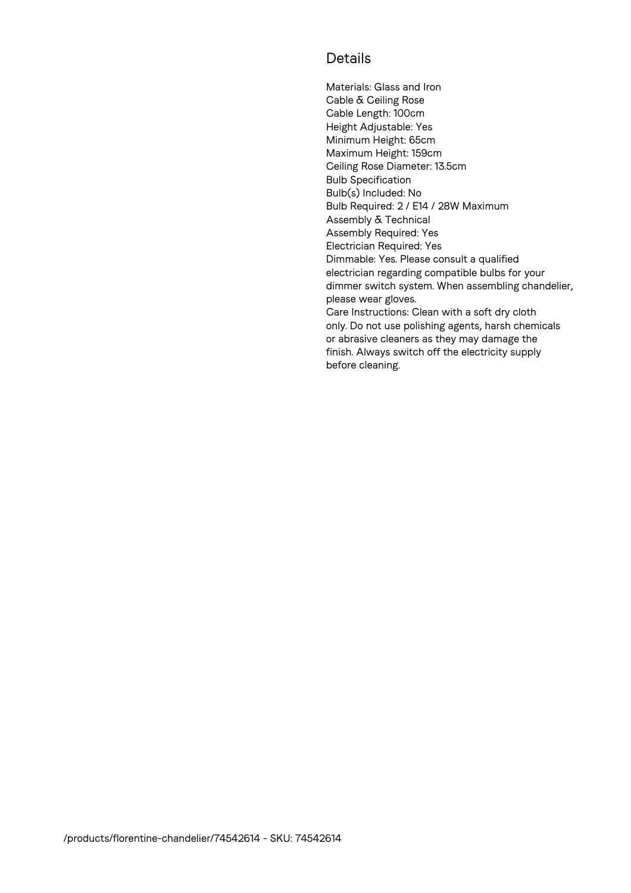## Details

Materials: Glass and Iron
Cable & Ceiling Rose
Cable Length: 100cm
Height Adjustable: Yes
Minimum Height: 65cm
Maximum Height: 159cm
Ceiling Rose Diameter: 13.5cm
Bulb Specification
Bulb(s) Included: No
Bulb Required: 2 / E14 / 28W Maximum
Assembly & Technical
Assembly Required: Yes
Electrician Required: Yes
Dimmable: Yes. Please consult a qualified electrician regarding compatible bulbs for your dimmer switch system. When assembling chandelier, please wear gloves.
Care Instructions: Clean with a soft dry cloth only. Do not use polishing agents, harsh chemicals or abrasive cleaners as they may damage the finish. Always switch off the electricity supply before cleaning.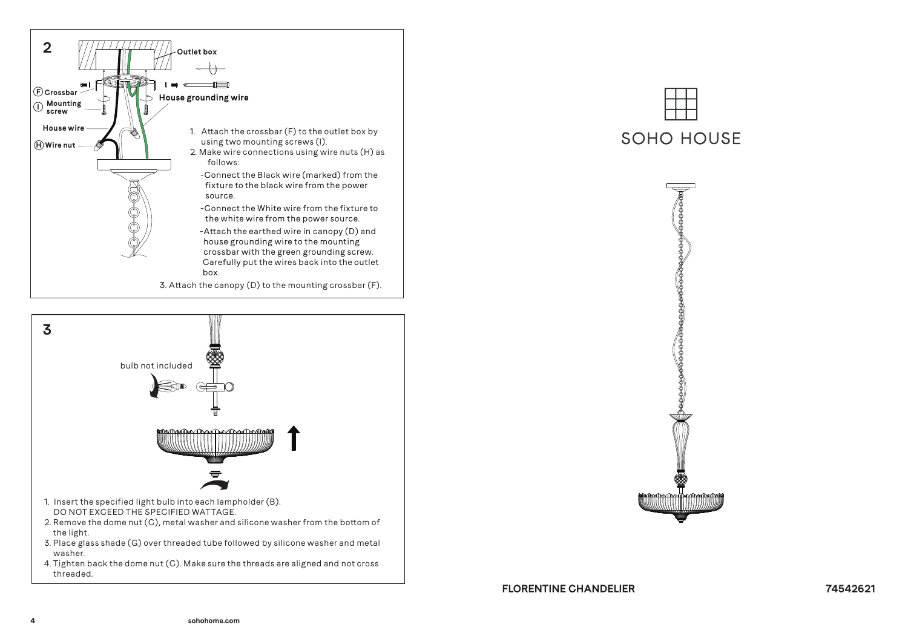## 2

Outlet box

(F) Crossbar

(I) Mounting screw

House grounding wire

House wire

(H) Wire nut

1. Attach the crossbar (F) to the outlet box by using two mounting screws (I).
2. Make wire connections using wire nuts (H) as follows:
   - Connect the Black wire (marked) from the fixture to the black wire from the power source.
   - Connect the White wire from the fixture to the white wire from the power source.
   - Attach the earthed wire in canopy (D) and house grounding wire to the mounting crossbar with the green grounding screw. Carefully put the wires back into the outlet box.
3. Attach the canopy (D) to the mounting crossbar (F).

## 3

bulb not included

1. Insert the specified light bulb into each lampholder (B). DO NOT EXCEED THE SPECIFIED WATTAGE.
2. Remove the dome nut (C), metal washer and silicone washer from the bottom of the light.
3. Place glass shade (G) over threaded tube followed by silicone washer and metal washer.
4. Tighten back the dome nut (C). Make sure the threads are aligned and not cross threaded.

# SOHO HOUSE

**FLORENTINE CHANDELIER** **74542621**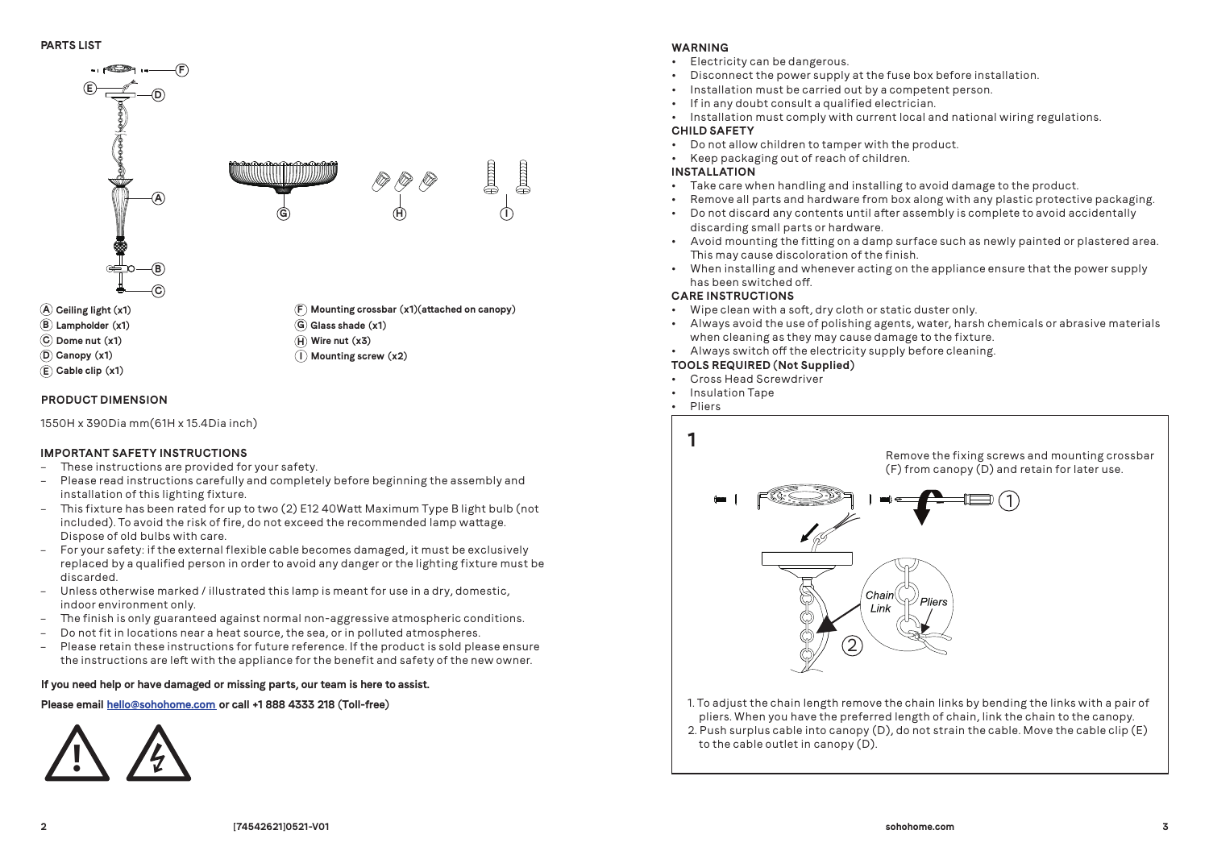## PARTS LIST

- (A) Ceiling light (x1)
- (B) Lampholder (x1)
- (C) Dome nut (x1)
- (D) Canopy (x1)
- (E) Cable clip (x1)
- (F) Mounting crossbar (x1)(attached on canopy)
- (G) Glass shade (x1)
- (H) Wire nut (x3)
- (I) Mounting screw (x2)

## PRODUCT DIMENSION

1550H x 390Dia mm(61H x 15.4Dia inch)

## IMPORTANT SAFETY INSTRUCTIONS

- These instructions are provided for your safety.
- Please read instructions carefully and completely before beginning the assembly and installation of this lighting fixture.
- This fixture has been rated for up to two (2) E12 40Watt Maximum Type B light bulb (not included). To avoid the risk of fire, do not exceed the recommended lamp wattage. Dispose of old bulbs with care.
- For your safety: if the external flexible cable becomes damaged, it must be exclusively replaced by a qualified person in order to avoid any danger or the lighting fixture must be discarded.
- Unless otherwise marked / illustrated this lamp is meant for use in a dry, domestic, indoor environment only.
- The finish is only guaranteed against normal non-aggressive atmospheric conditions.
- Do not fit in locations near a heat source, the sea, or in polluted atmospheres.
- Please retain these instructions for future reference. If the product is sold please ensure the instructions are left with the appliance for the benefit and safety of the new owner.

**If you need help or have damaged or missing parts, our team is here to assist.**

**Please email hello@sohohome.com or call +1 888 4333 218 (Toll-free)**

## WARNING

- Electricity can be dangerous.
- Disconnect the power supply at the fuse box before installation.
- Installation must be carried out by a competent person.
- If in any doubt consult a qualified electrician.
- Installation must comply with current local and national wiring regulations.

## CHILD SAFETY

- Do not allow children to tamper with the product.
- Keep packaging out of reach of children.

## INSTALLATION

- Take care when handling and installing to avoid damage to the product.
- Remove all parts and hardware from box along with any plastic protective packaging.
- Do not discard any contents until after assembly is complete to avoid accidentally discarding small parts or hardware.
- Avoid mounting the fitting on a damp surface such as newly painted or plastered area. This may cause discoloration of the finish.
- When installing and whenever acting on the appliance ensure that the power supply has been switched off.

## CARE INSTRUCTIONS

- Wipe clean with a soft, dry cloth or static duster only.
- Always avoid the use of polishing agents, water, harsh chemicals or abrasive materials when cleaning as they may cause damage to the fixture.
- Always switch off the electricity supply before cleaning.

## TOOLS REQUIRED (Not Supplied)

- Cross Head Screwdriver
- Insulation Tape
- Pliers

## 1

Remove the fixing screws and mounting crossbar (F) from canopy (D) and retain for later use.

Chain Link

Pliers

1. To adjust the chain length remove the chain links by bending the links with a pair of pliers. When you have the preferred length of chain, link the chain to the canopy.
2. Push surplus cable into canopy (D), do not strain the cable. Move the cable clip (E) to the cable outlet in canopy (D).